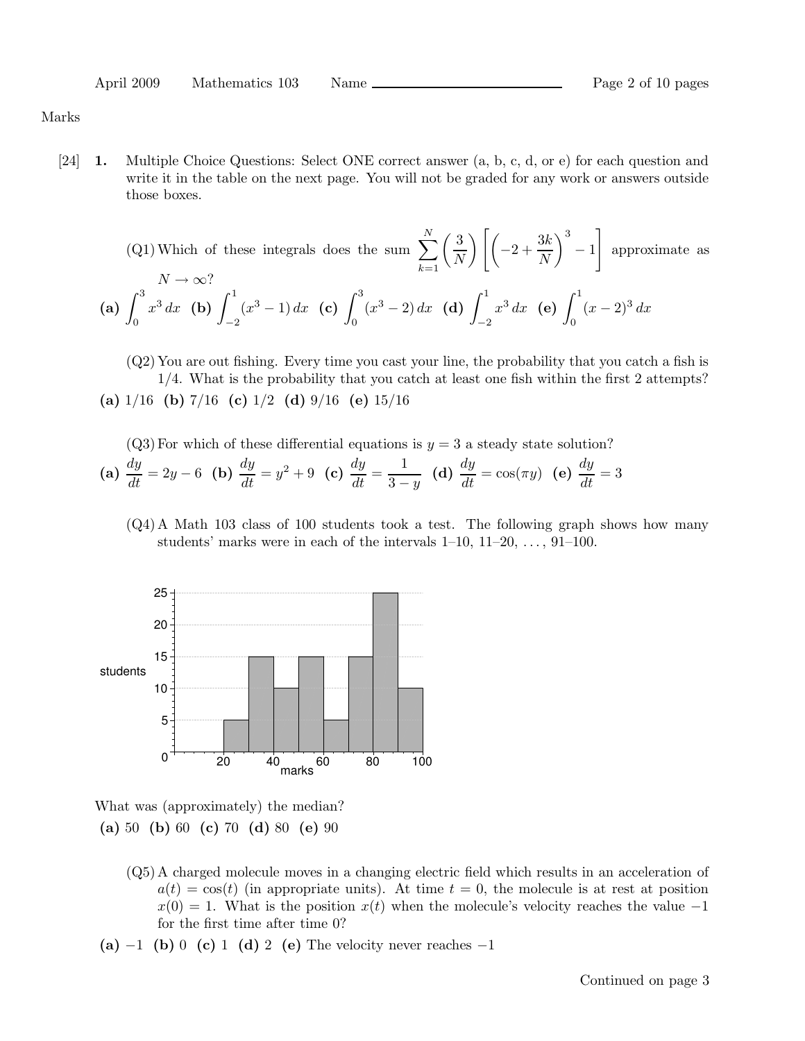Marks

[24] **1.** Multiple Choice Questions: Select ONE correct answer (a, b, c, d, or e) for each question and write it in the table on the next page. You will not be graded for any work or answers outside those boxes.

(Q1) Which of these integrals does the sum $\sum_{k=1}^{N} \left(\frac{3}{N}\right) \left[ \left(-2 + \frac{3k}{N}\right)^3 - 1 \right]$ approximate as $N \to \infty$?

**(a)** $\int_0^3 x^3 \, dx$ **(b)** $\int_{-2}^{1} (x^3 - 1) \, dx$ **(c)** $\int_0^3 (x^3 - 2) \, dx$ **(d)** $\int_{-2}^{1} x^3 \, dx$ **(e)** $\int_0^1 (x-2)^3 \, dx$

(Q2) You are out fishing. Every time you cast your line, the probability that you catch a fish is 1/4. What is the probability that you catch at least one fish within the first 2 attempts?

**(a)** 1/16 **(b)** 7/16 **(c)** 1/2 **(d)** 9/16 **(e)** 15/16

(Q3) For which of these differential equations is $y = 3$ a steady state solution?

**(a)** $\frac{dy}{dt} = 2y - 6$ **(b)** $\frac{dy}{dt} = y^2 + 9$ **(c)** $\frac{dy}{dt} = \frac{1}{3-y}$ **(d)** $\frac{dy}{dt} = \cos(\pi y)$ **(e)** $\frac{dy}{dt} = 3$

(Q4) A Math 103 class of 100 students took a test. The following graph shows how many students' marks were in each of the intervals 1–10, 11–20, ..., 91–100.

| marks | 1–10 | 11–20 | 21–30 | 31–40 | 41–50 | 51–60 | 61–70 | 71–80 | 81–90 | 91–100 |
|---|---|---|---|---|---|---|---|---|---|---|
| students | 0 | 0 | 5 | 15 | 10 | 15 | 5 | 15 | 25 | 10 |

What was (approximately) the median?

**(a)** 50 **(b)** 60 **(c)** 70 **(d)** 80 **(e)** 90

(Q5) A charged molecule moves in a changing electric field which results in an acceleration of $a(t) = \cos(t)$ (in appropriate units). At time $t = 0$, the molecule is at rest at position $x(0) = 1$. What is the position $x(t)$ when the molecule's velocity reaches the value $-1$ for the first time after time 0?

**(a)** $-1$ **(b)** 0 **(c)** 1 **(d)** 2 **(e)** The velocity never reaches $-1$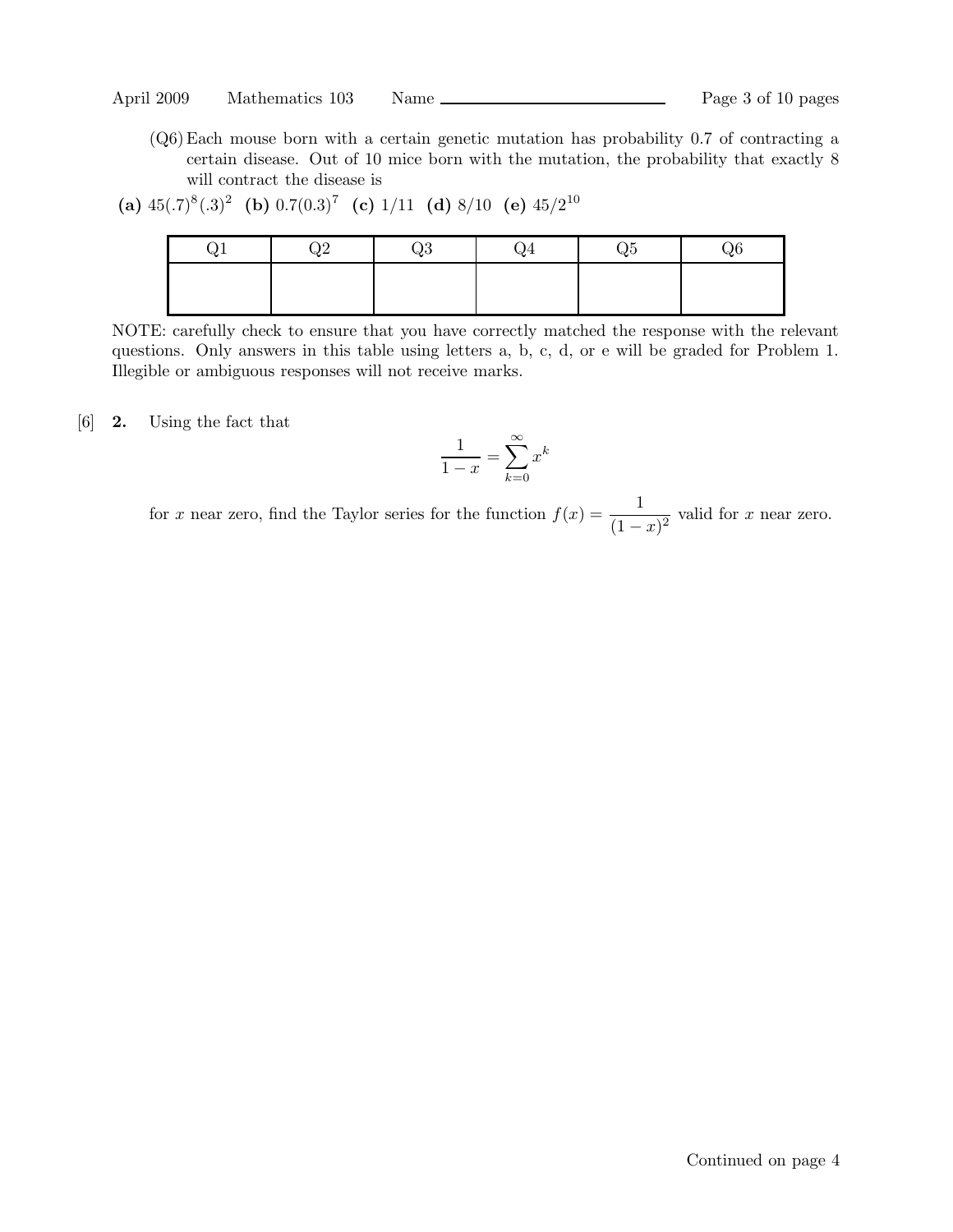(Q6) Each mouse born with a certain genetic mutation has probability 0.7 of contracting a certain disease. Out of 10 mice born with the mutation, the probability that exactly 8 will contract the disease is

**(a)** $45(.7)^8(.3)^2$ **(b)** $0.7(0.3)^7$ **(c)** $1/11$ **(d)** $8/10$ **(e)** $45/2^{10}$

| Q1 | Q2 | Q3 | Q4 | Q5 | Q6 |
|---|---|---|---|---|---|
| | | | | | |

NOTE: carefully check to ensure that you have correctly matched the response with the relevant questions. Only answers in this table using letters a, b, c, d, or e will be graded for Problem 1. Illegible or ambiguous responses will not receive marks.

[6] **2.** Using the fact that

$$\frac{1}{1-x} = \sum_{k=0}^{\infty} x^k$$

for $x$ near zero, find the Taylor series for the function $f(x) = \dfrac{1}{(1-x)^2}$ valid for $x$ near zero.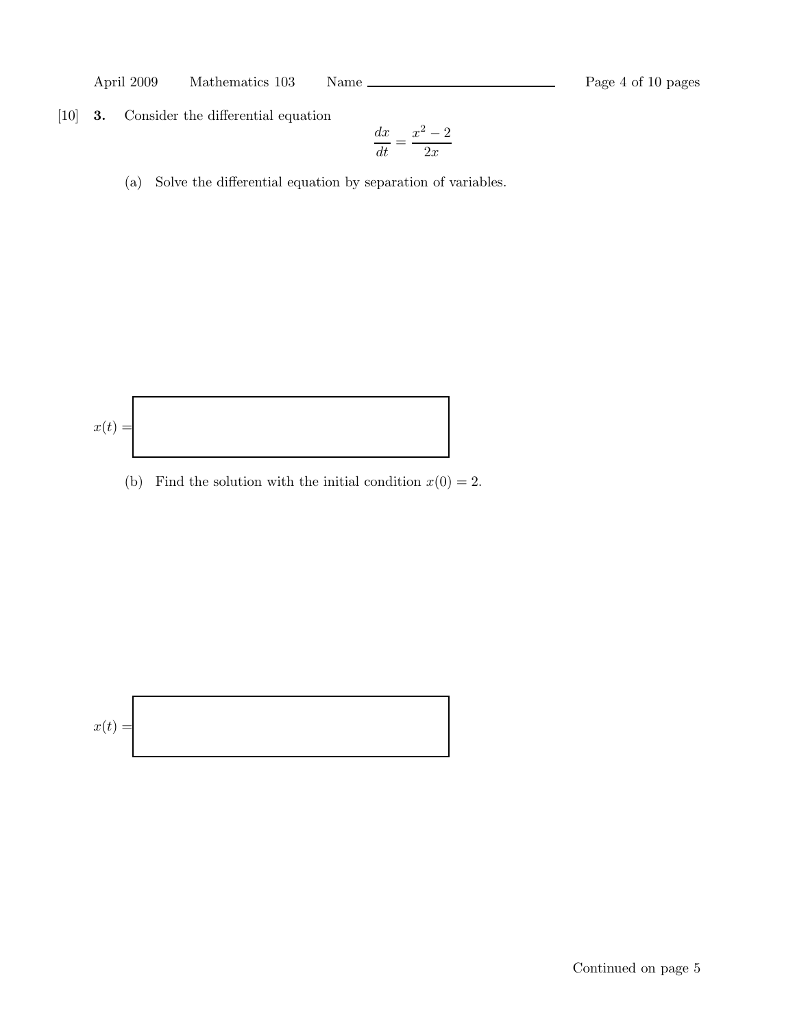[10] **3.** Consider the differential equation

$$\frac{dx}{dt} = \frac{x^2 - 2}{2x}$$

(a) Solve the differential equation by separation of variables.

$x(t) =$

(b) Find the solution with the initial condition $x(0) = 2$.

$x(t) =$

Continued on page 5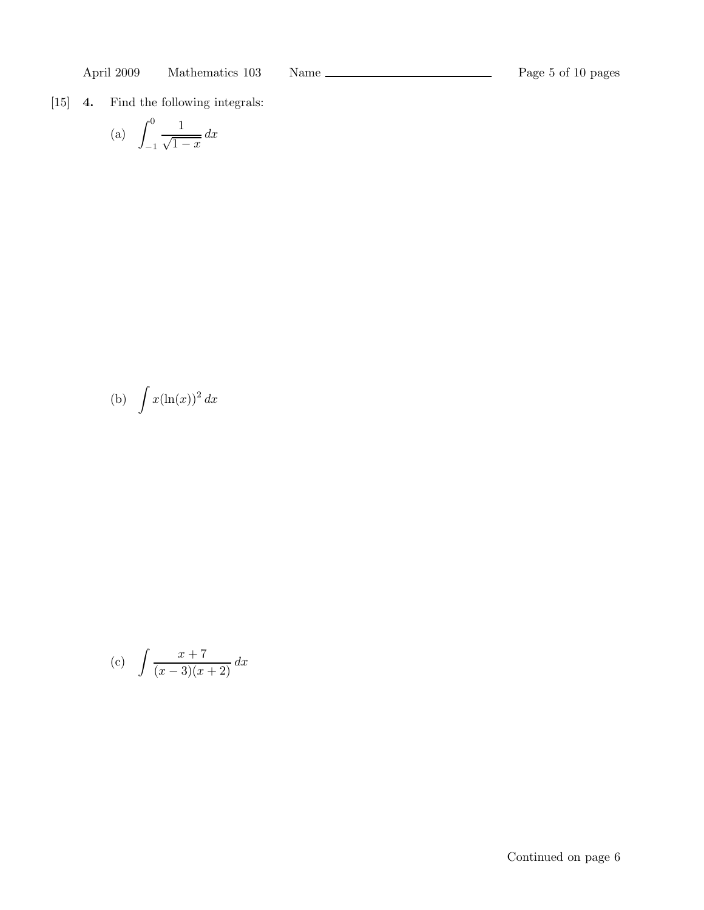[15] **4.** Find the following integrals:

(a) $\displaystyle\int_{-1}^{0} \frac{1}{\sqrt{1-x}}\, dx$

(b) $\displaystyle\int x(\ln(x))^2\, dx$

(c) $\displaystyle\int \frac{x+7}{(x-3)(x+2)}\, dx$

Continued on page 6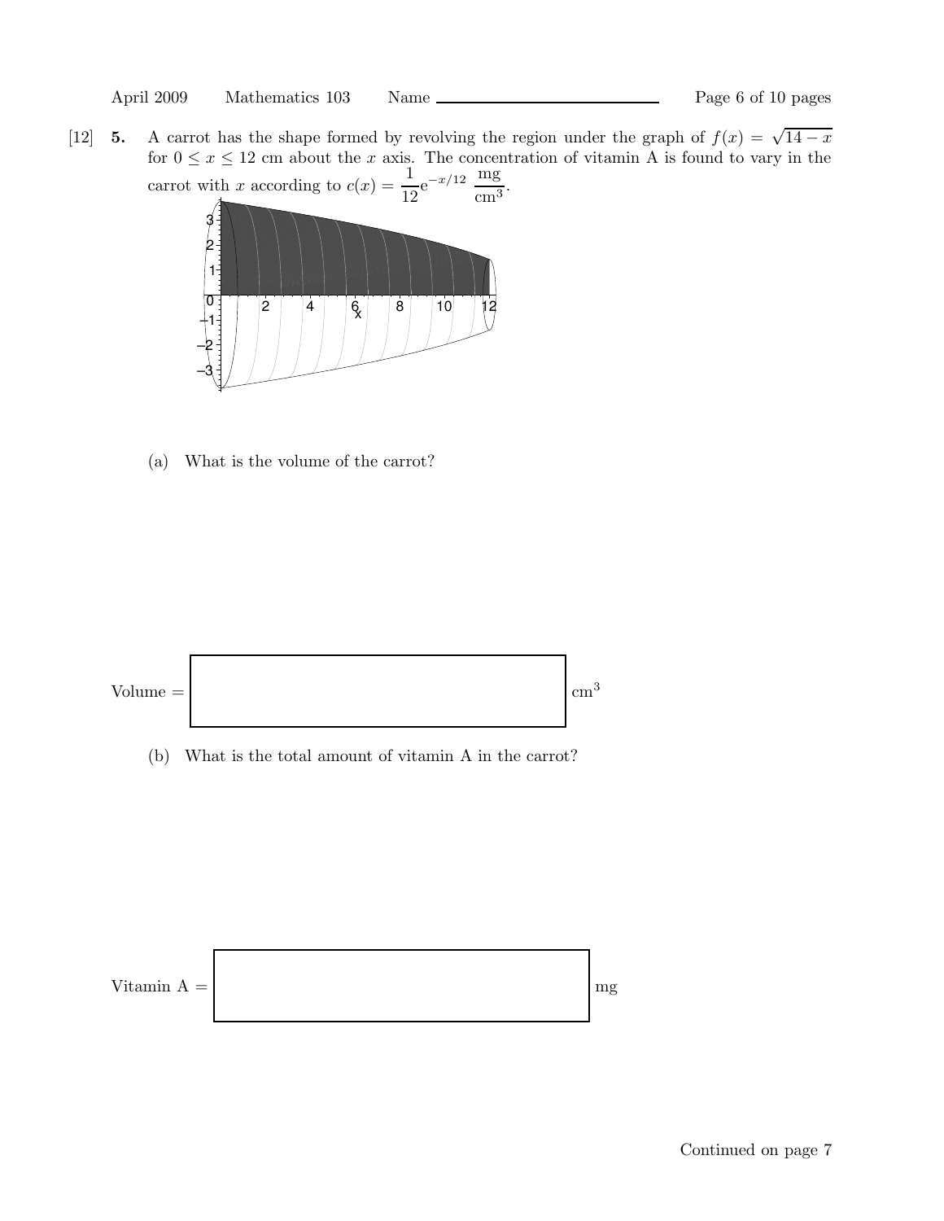[12] **5.** A carrot has the shape formed by revolving the region under the graph of $f(x) = \sqrt{14-x}$ for $0 \le x \le 12$ cm about the $x$ axis. The concentration of vitamin A is found to vary in the carrot with $x$ according to $c(x) = \dfrac{1}{12}e^{-x/12}\ \dfrac{\text{mg}}{\text{cm}^3}$.

(a) What is the volume of the carrot?

Volume = $\boxed{\phantom{xxxxxxxxxxxxxxxxxxxx}}$ cm$^3$

(b) What is the total amount of vitamin A in the carrot?

Vitamin A = $\boxed{\phantom{xxxxxxxxxxxxxxxxxxxx}}$ mg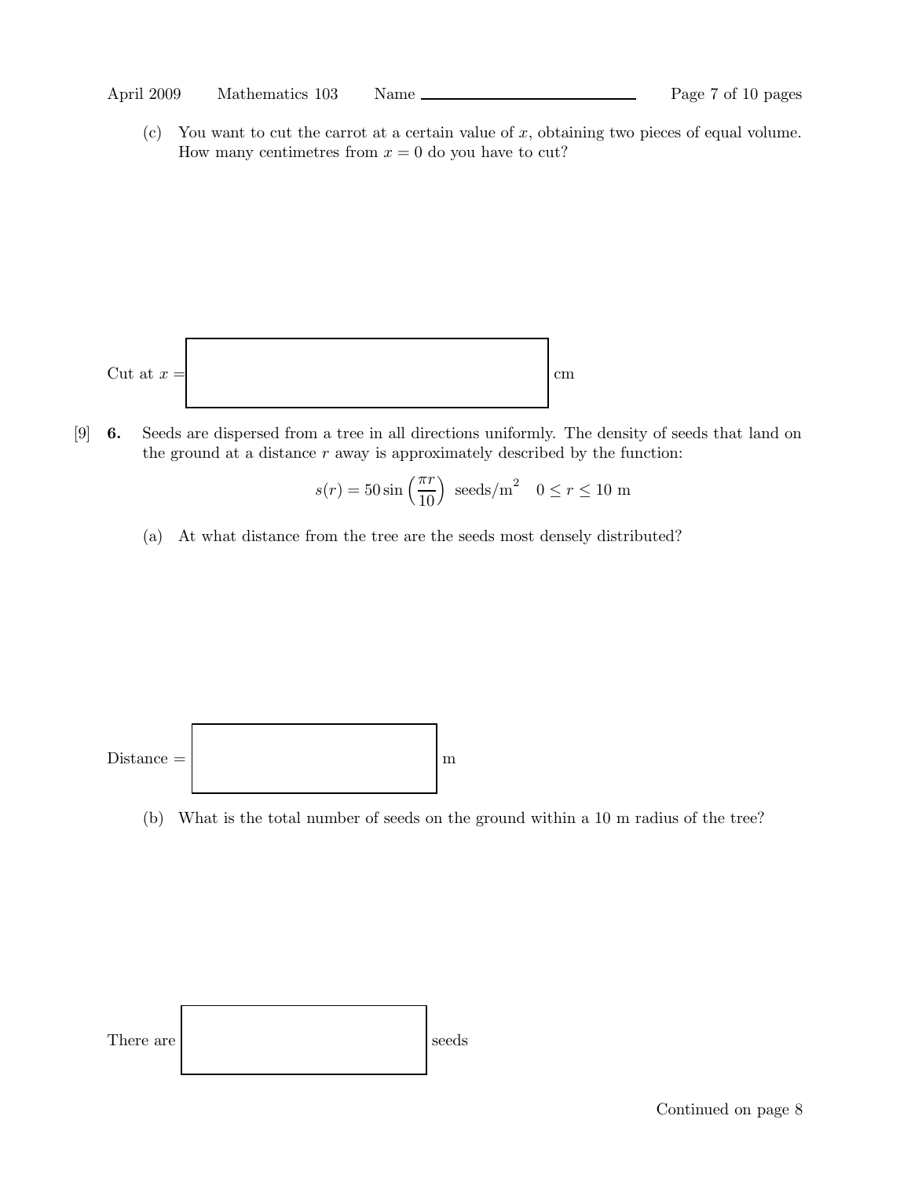(c) You want to cut the carrot at a certain value of $x$, obtaining two pieces of equal volume. How many centimetres from $x = 0$ do you have to cut?

Cut at $x =$ [ ] cm

[9] **6.** Seeds are dispersed from a tree in all directions uniformly. The density of seeds that land on the ground at a distance $r$ away is approximately described by the function:

$$s(r) = 50 \sin\left(\frac{\pi r}{10}\right) \text{ seeds/m}^2 \quad 0 \leq r \leq 10 \text{ m}$$

(a) At what distance from the tree are the seeds most densely distributed?

Distance = [ ] m

(b) What is the total number of seeds on the ground within a 10 m radius of the tree?

There are [ ] seeds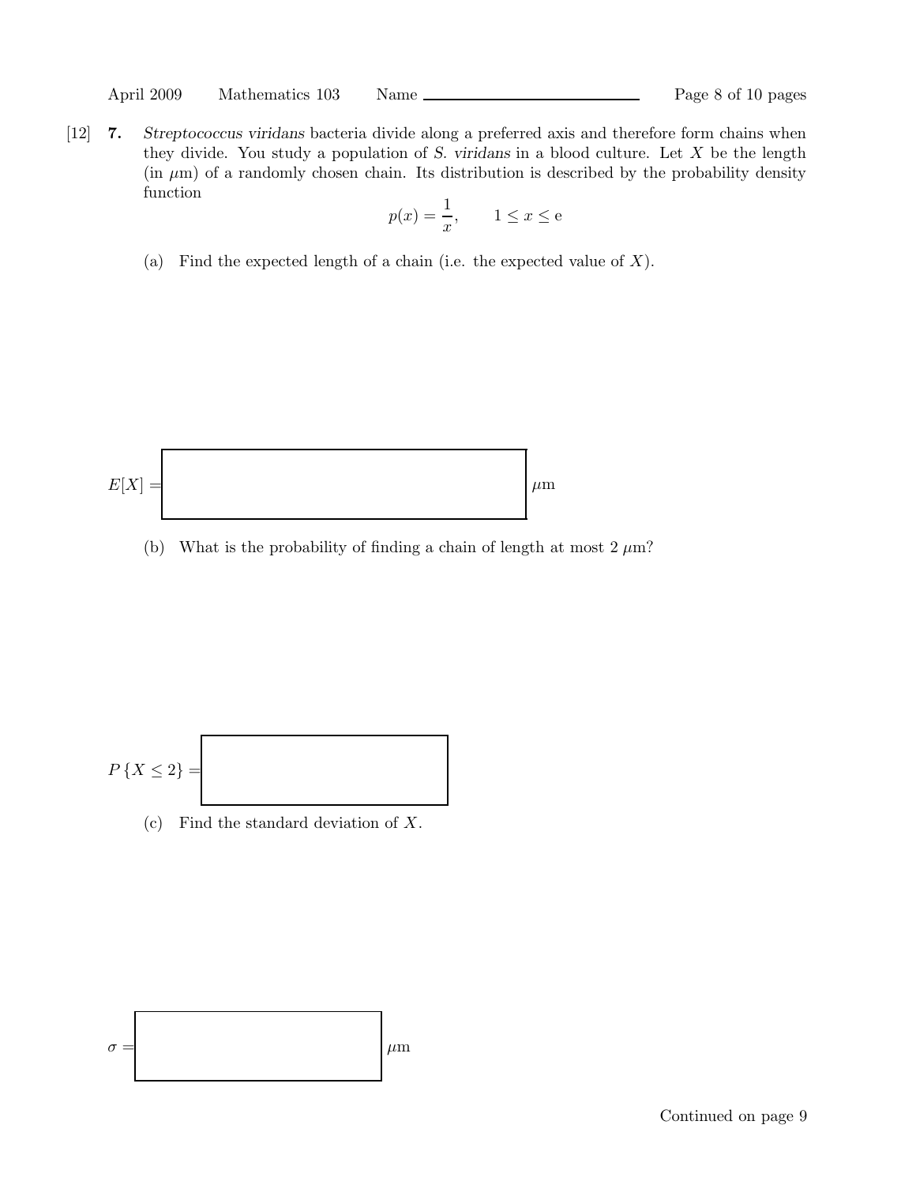[12] **7.** *Streptococcus viridans* bacteria divide along a preferred axis and therefore form chains when they divide. You study a population of *S. viridans* in a blood culture. Let $X$ be the length (in $\mu$m) of a randomly chosen chain. Its distribution is described by the probability density function

$$p(x) = \frac{1}{x}, \qquad 1 \leq x \leq \mathrm{e}$$

(a) Find the expected length of a chain (i.e. the expected value of $X$).

$E[X] =$ $\mu$m

(b) What is the probability of finding a chain of length at most 2 $\mu$m?

$P\{X \leq 2\} =$

(c) Find the standard deviation of $X$.

$\sigma =$ $\mu$m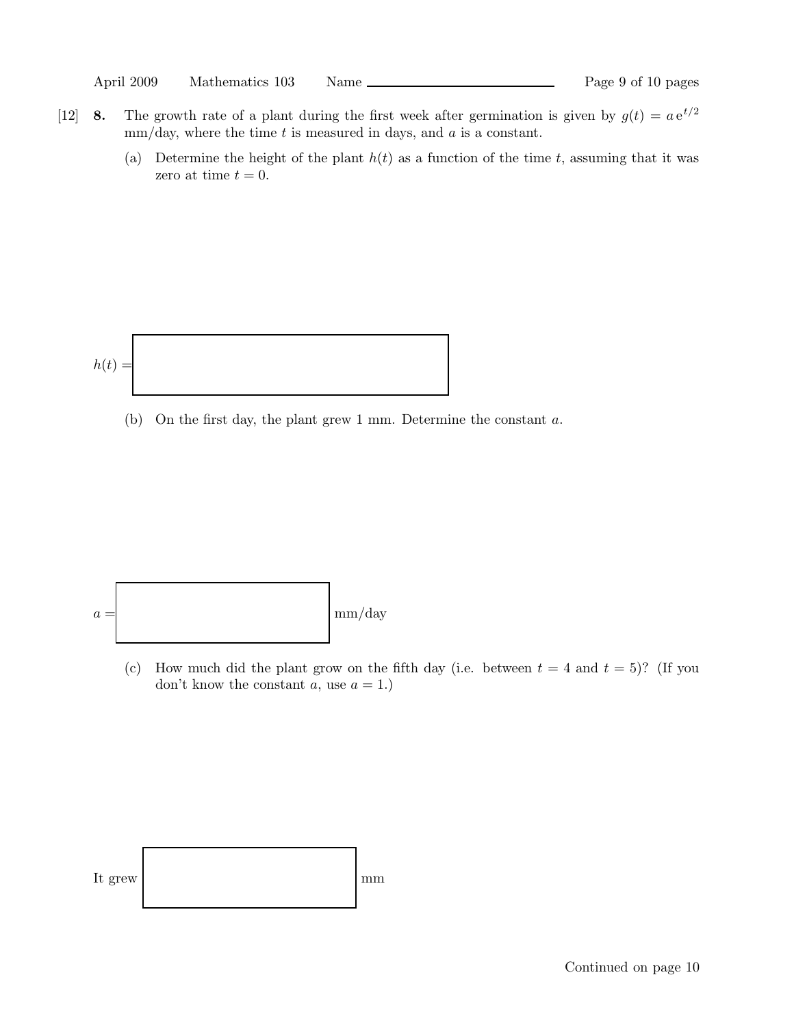[12] **8.** The growth rate of a plant during the first week after germination is given by $g(t) = a\,e^{t/2}$ mm/day, where the time $t$ is measured in days, and $a$ is a constant.

(a) Determine the height of the plant $h(t)$ as a function of the time $t$, assuming that it was zero at time $t = 0$.

$h(t) =$ [ ]

(b) On the first day, the plant grew 1 mm. Determine the constant $a$.

$a =$ [ ] mm/day

(c) How much did the plant grow on the fifth day (i.e. between $t = 4$ and $t = 5$)? (If you don't know the constant $a$, use $a = 1$.)

It grew [ ] mm

Continued on page 10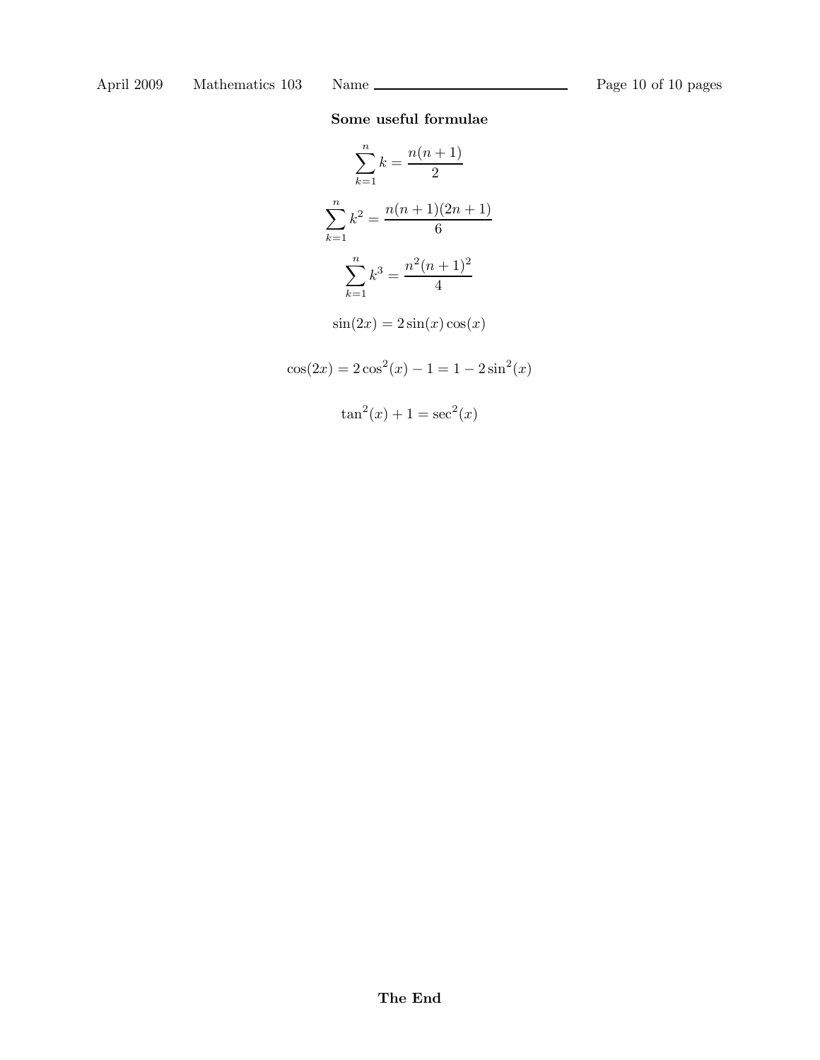**Some useful formulae**

$$\sum_{k=1}^{n} k = \frac{n(n+1)}{2}$$

$$\sum_{k=1}^{n} k^2 = \frac{n(n+1)(2n+1)}{6}$$

$$\sum_{k=1}^{n} k^3 = \frac{n^2(n+1)^2}{4}$$

$$\sin(2x) = 2\sin(x)\cos(x)$$

$$\cos(2x) = 2\cos^2(x) - 1 = 1 - 2\sin^2(x)$$

$$\tan^2(x) + 1 = \sec^2(x)$$

**The End**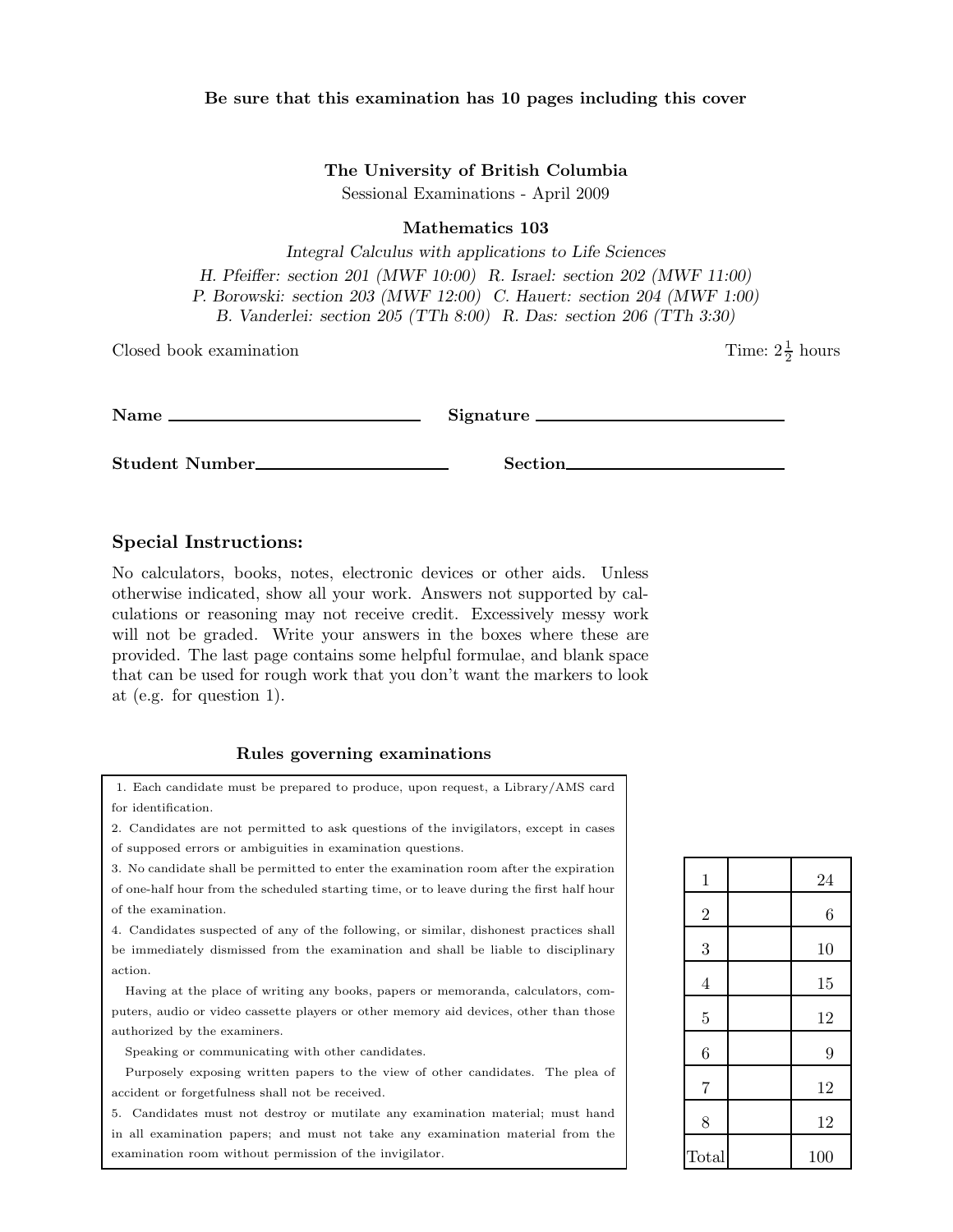**Be sure that this examination has 10 pages including this cover**

**The University of British Columbia**

Sessional Examinations - April 2009

**Mathematics 103**

*Integral Calculus with applications to Life Sciences*

*H. Pfeiffer: section 201 (MWF 10:00) R. Israel: section 202 (MWF 11:00)*
*P. Borowski: section 203 (MWF 12:00) C. Hauert: section 204 (MWF 1:00)*
*B. Vanderlei: section 205 (TTh 8:00) R. Das: section 206 (TTh 3:30)*

Closed book examination

Time: $2\frac{1}{2}$ hours

**Name** ____________________ **Signature** ____________________

**Student Number** ____________________ **Section** ____________________

## Special Instructions:

No calculators, books, notes, electronic devices or other aids. Unless otherwise indicated, show all your work. Answers not supported by calculations or reasoning may not receive credit. Excessively messy work will not be graded. Write your answers in the boxes where these are provided. The last page contains some helpful formulae, and blank space that can be used for rough work that you don't want the markers to look at (e.g. for question 1).

### Rules governing examinations

1. Each candidate must be prepared to produce, upon request, a Library/AMS card for identification.
2. Candidates are not permitted to ask questions of the invigilators, except in cases of supposed errors or ambiguities in examination questions.
3. No candidate shall be permitted to enter the examination room after the expiration of one-half hour from the scheduled starting time, or to leave during the first half hour of the examination.
4. Candidates suspected of any of the following, or similar, dishonest practices shall be immediately dismissed from the examination and shall be liable to disciplinary action.

   Having at the place of writing any books, papers or memoranda, calculators, computers, audio or video cassette players or other memory aid devices, other than those authorized by the examiners.

   Speaking or communicating with other candidates.

   Purposely exposing written papers to the view of other candidates. The plea of accident or forgetfulness shall not be received.
5. Candidates must not destroy or mutilate any examination material; must hand in all examination papers; and must not take any examination material from the examination room without permission of the invigilator.

| | | |
|---|---|---|
| 1 | | 24 |
| 2 | | 6 |
| 3 | | 10 |
| 4 | | 15 |
| 5 | | 12 |
| 6 | | 9 |
| 7 | | 12 |
| 8 | | 12 |
| Total | | 100 |